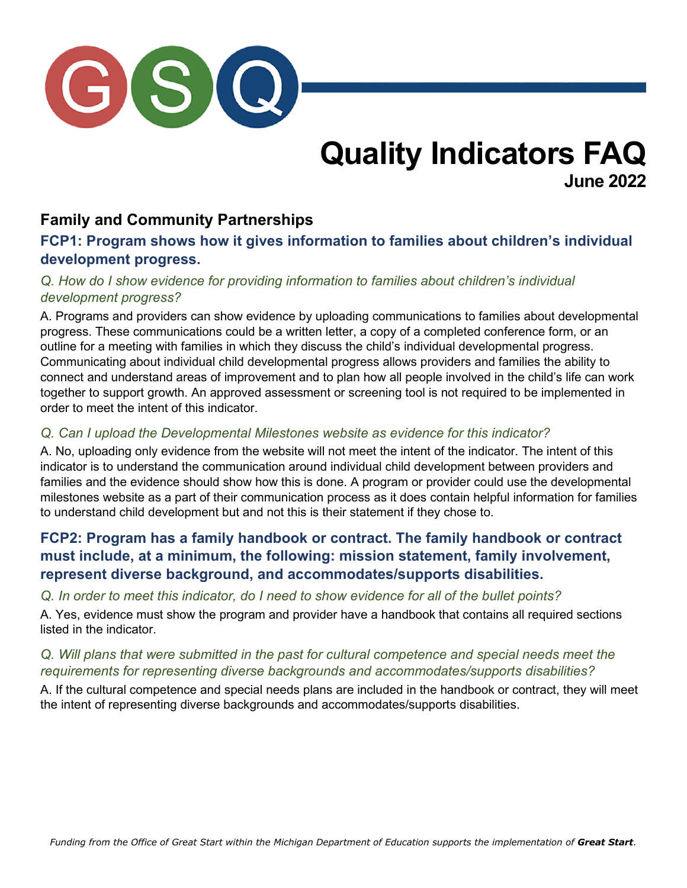GSQ

# Quality Indicators FAQ

**June 2022**

## Family and Community Partnerships

### FCP1: Program shows how it gives information to families about children's individual development progress.

*Q. How do I show evidence for providing information to families about children's individual development progress?*

A. Programs and providers can show evidence by uploading communications to families about developmental progress. These communications could be a written letter, a copy of a completed conference form, or an outline for a meeting with families in which they discuss the child's individual developmental progress. Communicating about individual child developmental progress allows providers and families the ability to connect and understand areas of improvement and to plan how all people involved in the child's life can work together to support growth. An approved assessment or screening tool is not required to be implemented in order to meet the intent of this indicator.

*Q. Can I upload the Developmental Milestones website as evidence for this indicator?*

A. No, uploading only evidence from the website will not meet the intent of the indicator. The intent of this indicator is to understand the communication around individual child development between providers and families and the evidence should show how this is done. A program or provider could use the developmental milestones website as a part of their communication process as it does contain helpful information for families to understand child development but and not this is their statement if they chose to.

### FCP2: Program has a family handbook or contract. The family handbook or contract must include, at a minimum, the following: mission statement, family involvement, represent diverse background, and accommodates/supports disabilities.

*Q. In order to meet this indicator, do I need to show evidence for all of the bullet points?*

A. Yes, evidence must show the program and provider have a handbook that contains all required sections listed in the indicator.

*Q. Will plans that were submitted in the past for cultural competence and special needs meet the requirements for representing diverse backgrounds and accommodates/supports disabilities?*

A. If the cultural competence and special needs plans are included in the handbook or contract, they will meet the intent of representing diverse backgrounds and accommodates/supports disabilities.

*Funding from the Office of Great Start within the Michigan Department of Education supports the implementation of **Great Start**.*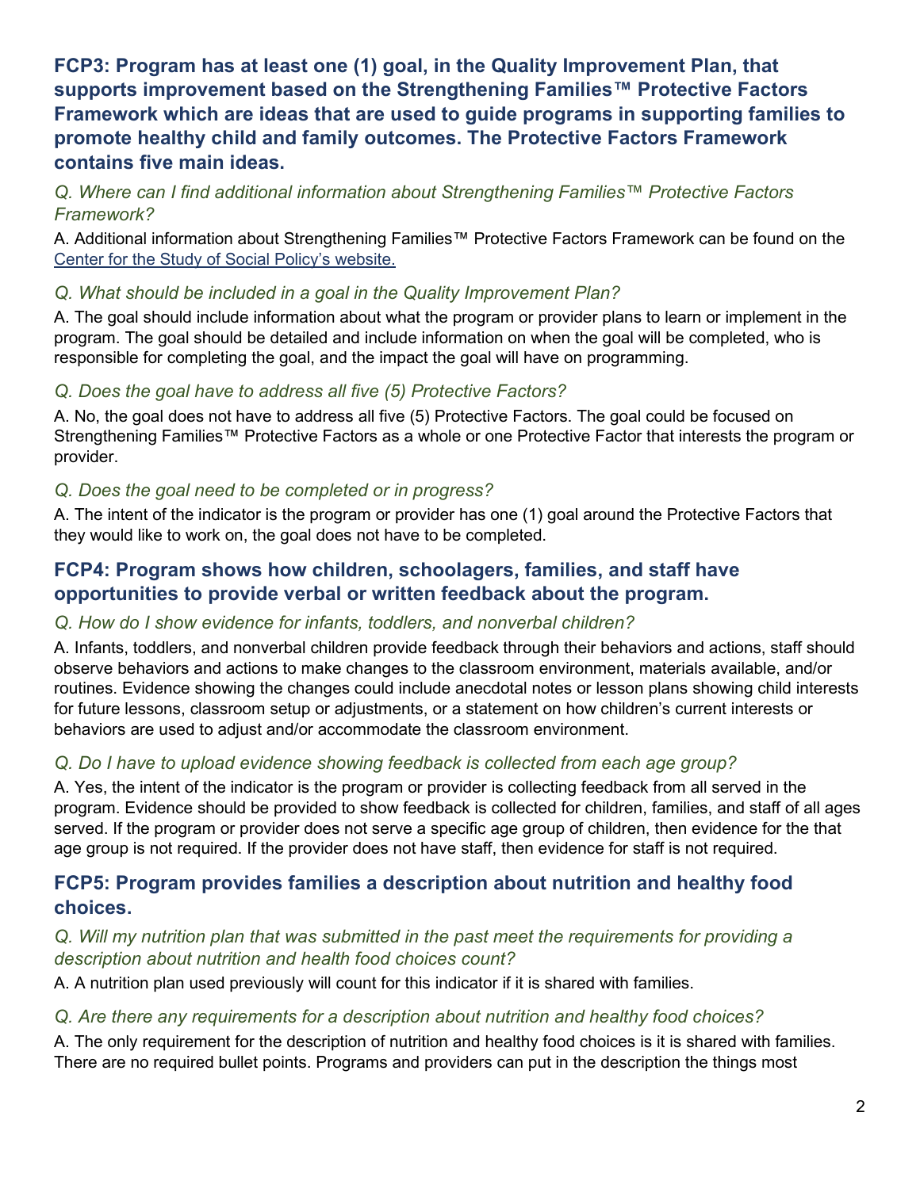### FCP3: Program has at least one (1) goal, in the Quality Improvement Plan, that supports improvement based on the Strengthening Families™ Protective Factors Framework which are ideas that are used to guide programs in supporting families to promote healthy child and family outcomes. The Protective Factors Framework contains five main ideas.

*Q. Where can I find additional information about Strengthening Families™ Protective Factors Framework?*

A. Additional information about Strengthening Families™ Protective Factors Framework can be found on the Center for the Study of Social Policy's website.

*Q. What should be included in a goal in the Quality Improvement Plan?*

A. The goal should include information about what the program or provider plans to learn or implement in the program. The goal should be detailed and include information on when the goal will be completed, who is responsible for completing the goal, and the impact the goal will have on programming.

*Q. Does the goal have to address all five (5) Protective Factors?*

A. No, the goal does not have to address all five (5) Protective Factors. The goal could be focused on Strengthening Families™ Protective Factors as a whole or one Protective Factor that interests the program or provider.

*Q. Does the goal need to be completed or in progress?*

A. The intent of the indicator is the program or provider has one (1) goal around the Protective Factors that they would like to work on, the goal does not have to be completed.

### FCP4: Program shows how children, schoolagers, families, and staff have opportunities to provide verbal or written feedback about the program.

*Q. How do I show evidence for infants, toddlers, and nonverbal children?*

A. Infants, toddlers, and nonverbal children provide feedback through their behaviors and actions, staff should observe behaviors and actions to make changes to the classroom environment, materials available, and/or routines. Evidence showing the changes could include anecdotal notes or lesson plans showing child interests for future lessons, classroom setup or adjustments, or a statement on how children's current interests or behaviors are used to adjust and/or accommodate the classroom environment.

*Q. Do I have to upload evidence showing feedback is collected from each age group?*

A. Yes, the intent of the indicator is the program or provider is collecting feedback from all served in the program. Evidence should be provided to show feedback is collected for children, families, and staff of all ages served. If the program or provider does not serve a specific age group of children, then evidence for the that age group is not required. If the provider does not have staff, then evidence for staff is not required.

### FCP5: Program provides families a description about nutrition and healthy food choices.

*Q. Will my nutrition plan that was submitted in the past meet the requirements for providing a description about nutrition and health food choices count?*

A. A nutrition plan used previously will count for this indicator if it is shared with families.

*Q. Are there any requirements for a description about nutrition and healthy food choices?*

A. The only requirement for the description of nutrition and healthy food choices is it is shared with families. There are no required bullet points. Programs and providers can put in the description the things most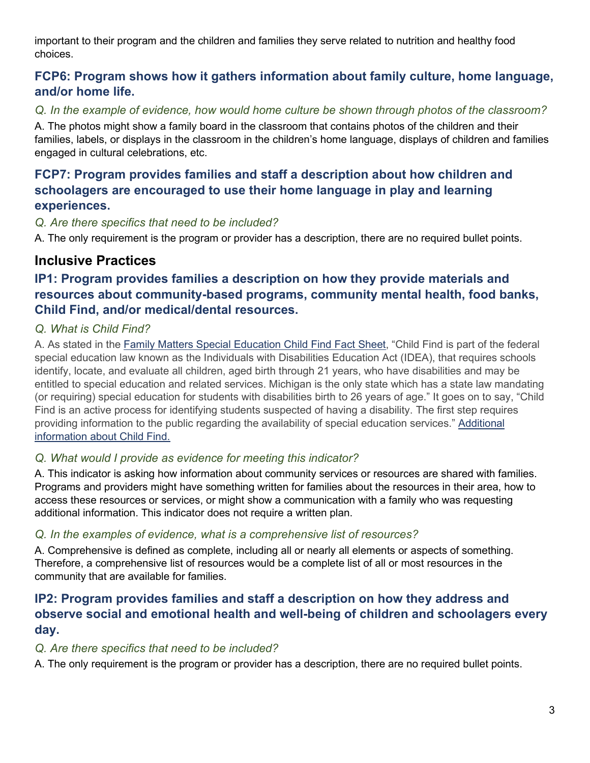important to their program and the children and families they serve related to nutrition and healthy food choices.

### FCP6: Program shows how it gathers information about family culture, home language, and/or home life.

*Q. In the example of evidence, how would home culture be shown through photos of the classroom?*

A. The photos might show a family board in the classroom that contains photos of the children and their families, labels, or displays in the classroom in the children's home language, displays of children and families engaged in cultural celebrations, etc.

### FCP7: Program provides families and staff a description about how children and schoolagers are encouraged to use their home language in play and learning experiences.

*Q. Are there specifics that need to be included?*

A. The only requirement is the program or provider has a description, there are no required bullet points.

## Inclusive Practices

### IP1: Program provides families a description on how they provide materials and resources about community-based programs, community mental health, food banks, Child Find, and/or medical/dental resources.

*Q. What is Child Find?*

A. As stated in the Family Matters Special Education Child Find Fact Sheet, "Child Find is part of the federal special education law known as the Individuals with Disabilities Education Act (IDEA), that requires schools identify, locate, and evaluate all children, aged birth through 21 years, who have disabilities and may be entitled to special education and related services. Michigan is the only state which has a state law mandating (or requiring) special education for students with disabilities birth to 26 years of age." It goes on to say, "Child Find is an active process for identifying students suspected of having a disability. The first step requires providing information to the public regarding the availability of special education services." Additional information about Child Find.

*Q. What would I provide as evidence for meeting this indicator?*

A. This indicator is asking how information about community services or resources are shared with families. Programs and providers might have something written for families about the resources in their area, how to access these resources or services, or might show a communication with a family who was requesting additional information. This indicator does not require a written plan.

*Q. In the examples of evidence, what is a comprehensive list of resources?*

A. Comprehensive is defined as complete, including all or nearly all elements or aspects of something. Therefore, a comprehensive list of resources would be a complete list of all or most resources in the community that are available for families.

### IP2: Program provides families and staff a description on how they address and observe social and emotional health and well-being of children and schoolagers every day.

*Q. Are there specifics that need to be included?*

A. The only requirement is the program or provider has a description, there are no required bullet points.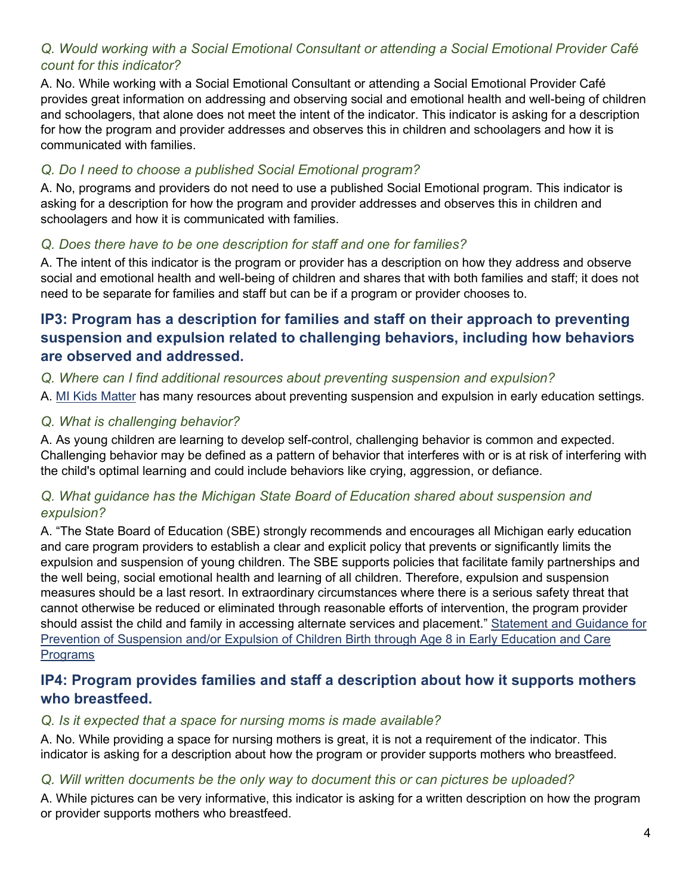*Q. Would working with a Social Emotional Consultant or attending a Social Emotional Provider Café count for this indicator?*

A. No. While working with a Social Emotional Consultant or attending a Social Emotional Provider Café provides great information on addressing and observing social and emotional health and well-being of children and schoolagers, that alone does not meet the intent of the indicator. This indicator is asking for a description for how the program and provider addresses and observes this in children and schoolagers and how it is communicated with families.

*Q. Do I need to choose a published Social Emotional program?*

A. No, programs and providers do not need to use a published Social Emotional program. This indicator is asking for a description for how the program and provider addresses and observes this in children and schoolagers and how it is communicated with families.

*Q. Does there have to be one description for staff and one for families?*

A. The intent of this indicator is the program or provider has a description on how they address and observe social and emotional health and well-being of children and shares that with both families and staff; it does not need to be separate for families and staff but can be if a program or provider chooses to.

## IP3: Program has a description for families and staff on their approach to preventing suspension and expulsion related to challenging behaviors, including how behaviors are observed and addressed.

*Q. Where can I find additional resources about preventing suspension and expulsion?*

A. MI Kids Matter has many resources about preventing suspension and expulsion in early education settings.

*Q. What is challenging behavior?*

A. As young children are learning to develop self-control, challenging behavior is common and expected. Challenging behavior may be defined as a pattern of behavior that interferes with or is at risk of interfering with the child's optimal learning and could include behaviors like crying, aggression, or defiance.

*Q. What guidance has the Michigan State Board of Education shared about suspension and expulsion?*

A. "The State Board of Education (SBE) strongly recommends and encourages all Michigan early education and care program providers to establish a clear and explicit policy that prevents or significantly limits the expulsion and suspension of young children. The SBE supports policies that facilitate family partnerships and the well being, social emotional health and learning of all children. Therefore, expulsion and suspension measures should be a last resort. In extraordinary circumstances where there is a serious safety threat that cannot otherwise be reduced or eliminated through reasonable efforts of intervention, the program provider should assist the child and family in accessing alternate services and placement." Statement and Guidance for Prevention of Suspension and/or Expulsion of Children Birth through Age 8 in Early Education and Care Programs

## IP4: Program provides families and staff a description about how it supports mothers who breastfeed.

*Q. Is it expected that a space for nursing moms is made available?*

A. No. While providing a space for nursing mothers is great, it is not a requirement of the indicator. This indicator is asking for a description about how the program or provider supports mothers who breastfeed.

*Q. Will written documents be the only way to document this or can pictures be uploaded?*

A. While pictures can be very informative, this indicator is asking for a written description on how the program or provider supports mothers who breastfeed.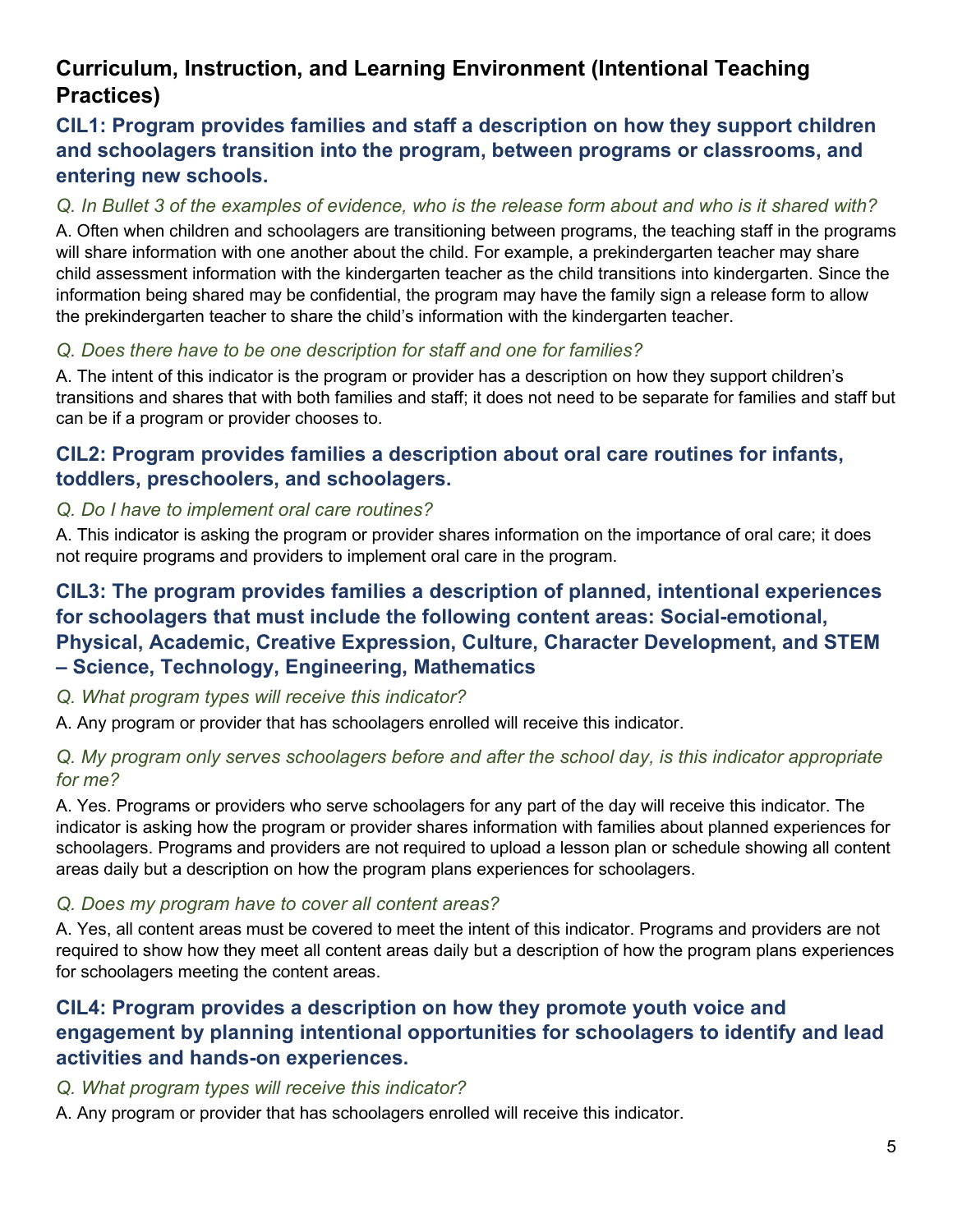## Curriculum, Instruction, and Learning Environment (Intentional Teaching Practices)

### CIL1: Program provides families and staff a description on how they support children and schoolagers transition into the program, between programs or classrooms, and entering new schools.

*Q. In Bullet 3 of the examples of evidence, who is the release form about and who is it shared with?*

A. Often when children and schoolagers are transitioning between programs, the teaching staff in the programs will share information with one another about the child. For example, a prekindergarten teacher may share child assessment information with the kindergarten teacher as the child transitions into kindergarten. Since the information being shared may be confidential, the program may have the family sign a release form to allow the prekindergarten teacher to share the child's information with the kindergarten teacher.

*Q. Does there have to be one description for staff and one for families?*

A. The intent of this indicator is the program or provider has a description on how they support children's transitions and shares that with both families and staff; it does not need to be separate for families and staff but can be if a program or provider chooses to.

### CIL2: Program provides families a description about oral care routines for infants, toddlers, preschoolers, and schoolagers.

*Q. Do I have to implement oral care routines?*

A. This indicator is asking the program or provider shares information on the importance of oral care; it does not require programs and providers to implement oral care in the program.

### CIL3: The program provides families a description of planned, intentional experiences for schoolagers that must include the following content areas: Social-emotional, Physical, Academic, Creative Expression, Culture, Character Development, and STEM – Science, Technology, Engineering, Mathematics

*Q. What program types will receive this indicator?*

A. Any program or provider that has schoolagers enrolled will receive this indicator.

*Q. My program only serves schoolagers before and after the school day, is this indicator appropriate for me?*

A. Yes. Programs or providers who serve schoolagers for any part of the day will receive this indicator. The indicator is asking how the program or provider shares information with families about planned experiences for schoolagers. Programs and providers are not required to upload a lesson plan or schedule showing all content areas daily but a description on how the program plans experiences for schoolagers.

*Q. Does my program have to cover all content areas?*

A. Yes, all content areas must be covered to meet the intent of this indicator. Programs and providers are not required to show how they meet all content areas daily but a description of how the program plans experiences for schoolagers meeting the content areas.

### CIL4: Program provides a description on how they promote youth voice and engagement by planning intentional opportunities for schoolagers to identify and lead activities and hands-on experiences.

*Q. What program types will receive this indicator?*

A. Any program or provider that has schoolagers enrolled will receive this indicator.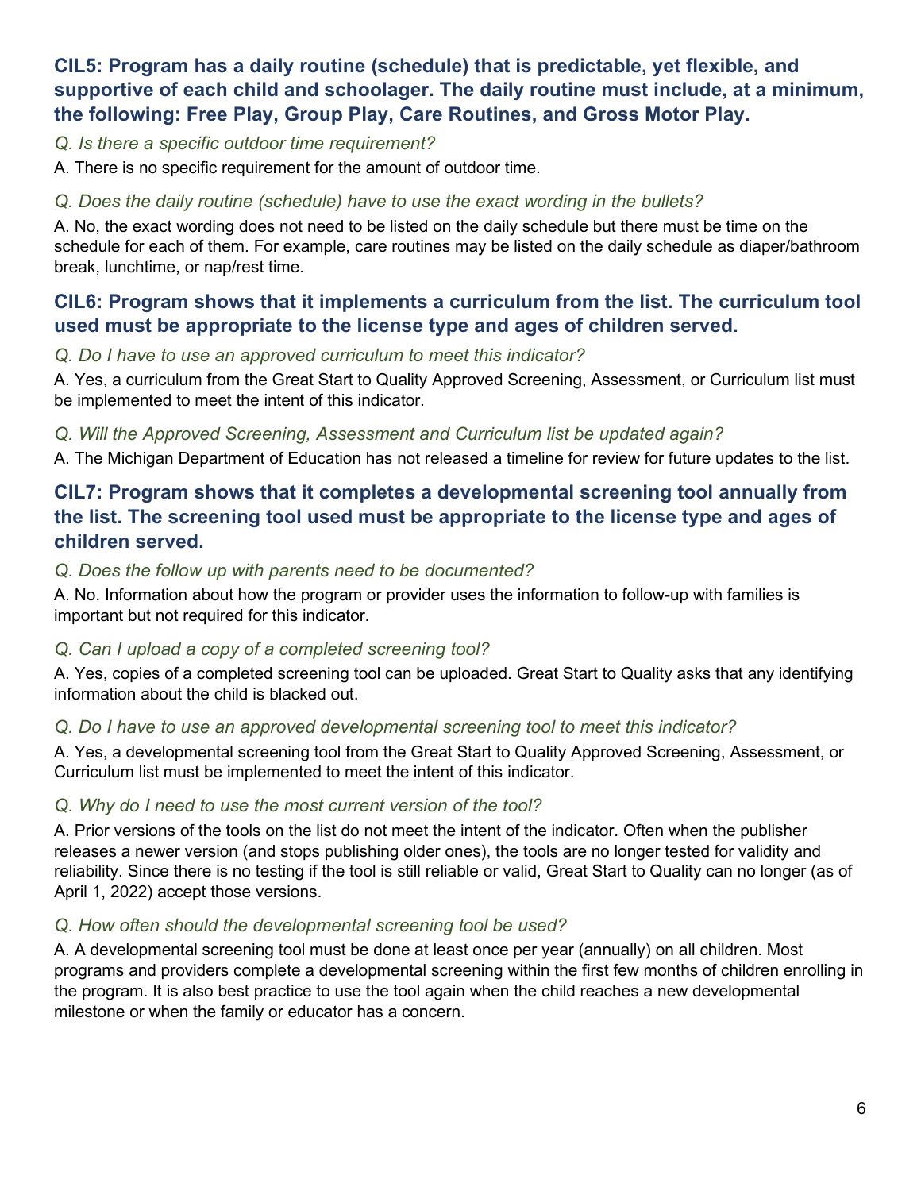### CIL5: Program has a daily routine (schedule) that is predictable, yet flexible, and supportive of each child and schoolager. The daily routine must include, at a minimum, the following: Free Play, Group Play, Care Routines, and Gross Motor Play.

*Q. Is there a specific outdoor time requirement?*

A. There is no specific requirement for the amount of outdoor time.

*Q. Does the daily routine (schedule) have to use the exact wording in the bullets?*

A. No, the exact wording does not need to be listed on the daily schedule but there must be time on the schedule for each of them. For example, care routines may be listed on the daily schedule as diaper/bathroom break, lunchtime, or nap/rest time.

### CIL6: Program shows that it implements a curriculum from the list. The curriculum tool used must be appropriate to the license type and ages of children served.

*Q. Do I have to use an approved curriculum to meet this indicator?*

A. Yes, a curriculum from the Great Start to Quality Approved Screening, Assessment, or Curriculum list must be implemented to meet the intent of this indicator.

*Q. Will the Approved Screening, Assessment and Curriculum list be updated again?*

A. The Michigan Department of Education has not released a timeline for review for future updates to the list.

### CIL7: Program shows that it completes a developmental screening tool annually from the list. The screening tool used must be appropriate to the license type and ages of children served.

*Q. Does the follow up with parents need to be documented?*

A. No. Information about how the program or provider uses the information to follow-up with families is important but not required for this indicator.

*Q. Can I upload a copy of a completed screening tool?*

A. Yes, copies of a completed screening tool can be uploaded. Great Start to Quality asks that any identifying information about the child is blacked out.

*Q. Do I have to use an approved developmental screening tool to meet this indicator?*

A. Yes, a developmental screening tool from the Great Start to Quality Approved Screening, Assessment, or Curriculum list must be implemented to meet the intent of this indicator.

*Q. Why do I need to use the most current version of the tool?*

A. Prior versions of the tools on the list do not meet the intent of the indicator. Often when the publisher releases a newer version (and stops publishing older ones), the tools are no longer tested for validity and reliability. Since there is no testing if the tool is still reliable or valid, Great Start to Quality can no longer (as of April 1, 2022) accept those versions.

*Q. How often should the developmental screening tool be used?*

A. A developmental screening tool must be done at least once per year (annually) on all children. Most programs and providers complete a developmental screening within the first few months of children enrolling in the program. It is also best practice to use the tool again when the child reaches a new developmental milestone or when the family or educator has a concern.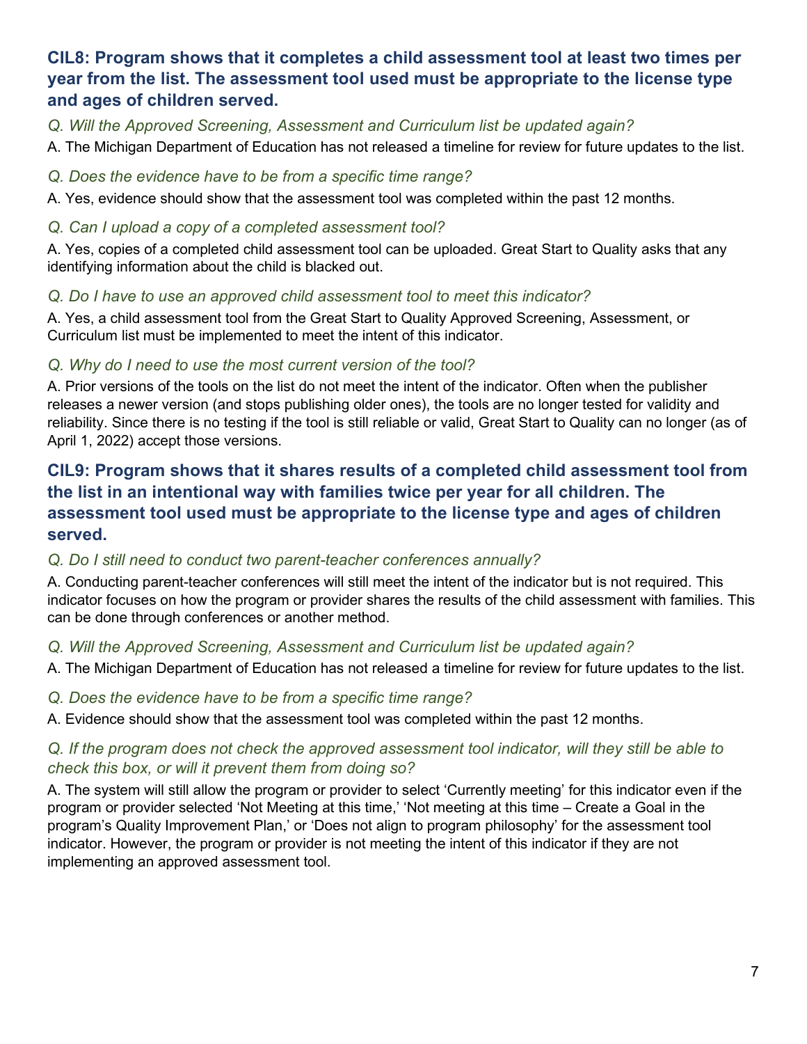### CIL8: Program shows that it completes a child assessment tool at least two times per year from the list. The assessment tool used must be appropriate to the license type and ages of children served.

*Q. Will the Approved Screening, Assessment and Curriculum list be updated again?*

A. The Michigan Department of Education has not released a timeline for review for future updates to the list.

*Q. Does the evidence have to be from a specific time range?*

A. Yes, evidence should show that the assessment tool was completed within the past 12 months.

*Q. Can I upload a copy of a completed assessment tool?*

A. Yes, copies of a completed child assessment tool can be uploaded. Great Start to Quality asks that any identifying information about the child is blacked out.

*Q. Do I have to use an approved child assessment tool to meet this indicator?*

A. Yes, a child assessment tool from the Great Start to Quality Approved Screening, Assessment, or Curriculum list must be implemented to meet the intent of this indicator.

*Q. Why do I need to use the most current version of the tool?*

A. Prior versions of the tools on the list do not meet the intent of the indicator. Often when the publisher releases a newer version (and stops publishing older ones), the tools are no longer tested for validity and reliability. Since there is no testing if the tool is still reliable or valid, Great Start to Quality can no longer (as of April 1, 2022) accept those versions.

### CIL9: Program shows that it shares results of a completed child assessment tool from the list in an intentional way with families twice per year for all children. The assessment tool used must be appropriate to the license type and ages of children served.

*Q. Do I still need to conduct two parent-teacher conferences annually?*

A. Conducting parent-teacher conferences will still meet the intent of the indicator but is not required. This indicator focuses on how the program or provider shares the results of the child assessment with families. This can be done through conferences or another method.

*Q. Will the Approved Screening, Assessment and Curriculum list be updated again?*

A. The Michigan Department of Education has not released a timeline for review for future updates to the list.

*Q. Does the evidence have to be from a specific time range?*

A. Evidence should show that the assessment tool was completed within the past 12 months.

*Q. If the program does not check the approved assessment tool indicator, will they still be able to check this box, or will it prevent them from doing so?*

A. The system will still allow the program or provider to select 'Currently meeting' for this indicator even if the program or provider selected 'Not Meeting at this time,' 'Not meeting at this time – Create a Goal in the program's Quality Improvement Plan,' or 'Does not align to program philosophy' for the assessment tool indicator. However, the program or provider is not meeting the intent of this indicator if they are not implementing an approved assessment tool.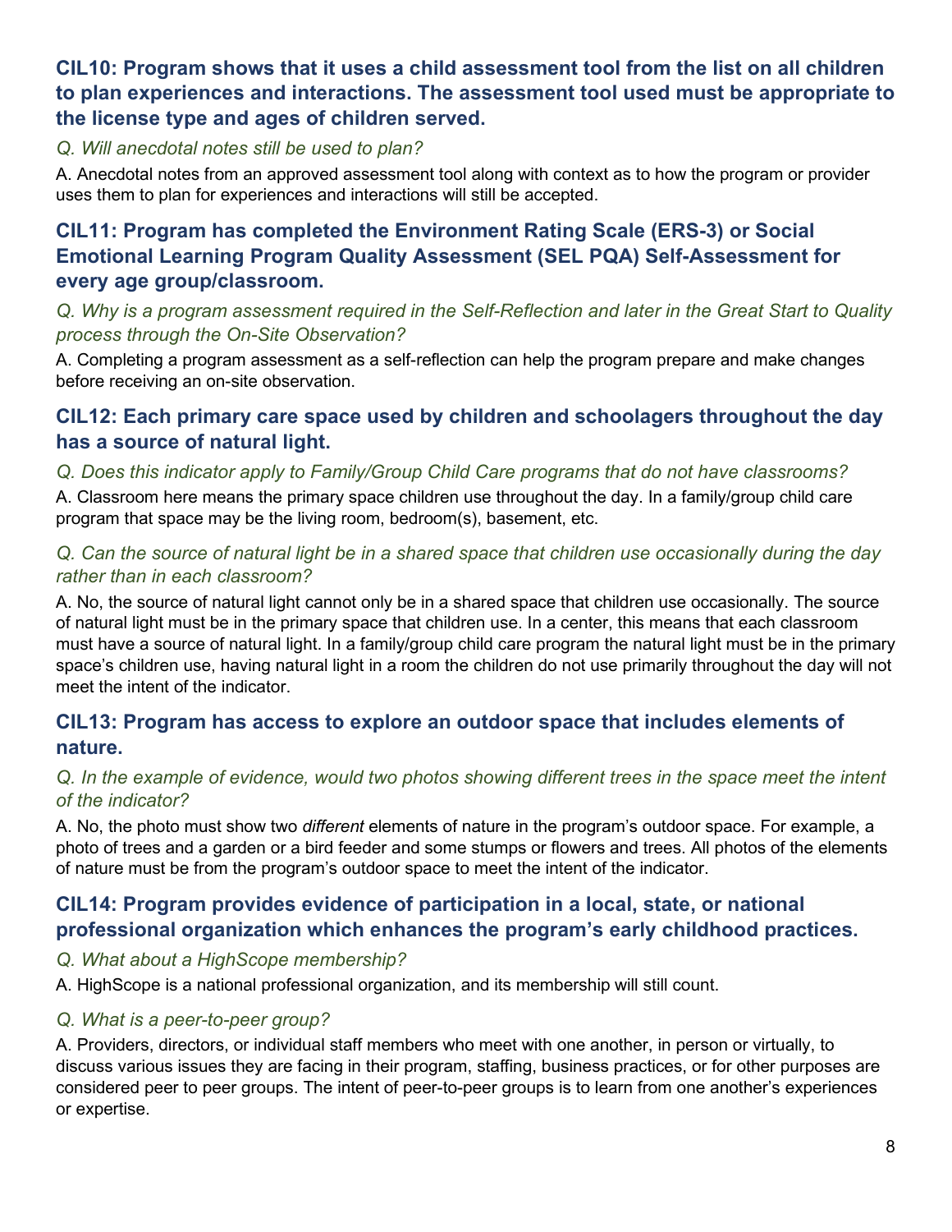### CIL10: Program shows that it uses a child assessment tool from the list on all children to plan experiences and interactions. The assessment tool used must be appropriate to the license type and ages of children served.

*Q. Will anecdotal notes still be used to plan?*

A. Anecdotal notes from an approved assessment tool along with context as to how the program or provider uses them to plan for experiences and interactions will still be accepted.

### CIL11: Program has completed the Environment Rating Scale (ERS-3) or Social Emotional Learning Program Quality Assessment (SEL PQA) Self-Assessment for every age group/classroom.

*Q. Why is a program assessment required in the Self-Reflection and later in the Great Start to Quality process through the On-Site Observation?*

A. Completing a program assessment as a self-reflection can help the program prepare and make changes before receiving an on-site observation.

### CIL12: Each primary care space used by children and schoolagers throughout the day has a source of natural light.

*Q. Does this indicator apply to Family/Group Child Care programs that do not have classrooms?*

A. Classroom here means the primary space children use throughout the day. In a family/group child care program that space may be the living room, bedroom(s), basement, etc.

*Q. Can the source of natural light be in a shared space that children use occasionally during the day rather than in each classroom?*

A. No, the source of natural light cannot only be in a shared space that children use occasionally. The source of natural light must be in the primary space that children use. In a center, this means that each classroom must have a source of natural light. In a family/group child care program the natural light must be in the primary space's children use, having natural light in a room the children do not use primarily throughout the day will not meet the intent of the indicator.

### CIL13: Program has access to explore an outdoor space that includes elements of nature.

*Q. In the example of evidence, would two photos showing different trees in the space meet the intent of the indicator?*

A. No, the photo must show two *different* elements of nature in the program's outdoor space. For example, a photo of trees and a garden or a bird feeder and some stumps or flowers and trees. All photos of the elements of nature must be from the program's outdoor space to meet the intent of the indicator.

### CIL14: Program provides evidence of participation in a local, state, or national professional organization which enhances the program's early childhood practices.

*Q. What about a HighScope membership?*

A. HighScope is a national professional organization, and its membership will still count.

*Q. What is a peer-to-peer group?*

A. Providers, directors, or individual staff members who meet with one another, in person or virtually, to discuss various issues they are facing in their program, staffing, business practices, or for other purposes are considered peer to peer groups. The intent of peer-to-peer groups is to learn from one another's experiences or expertise.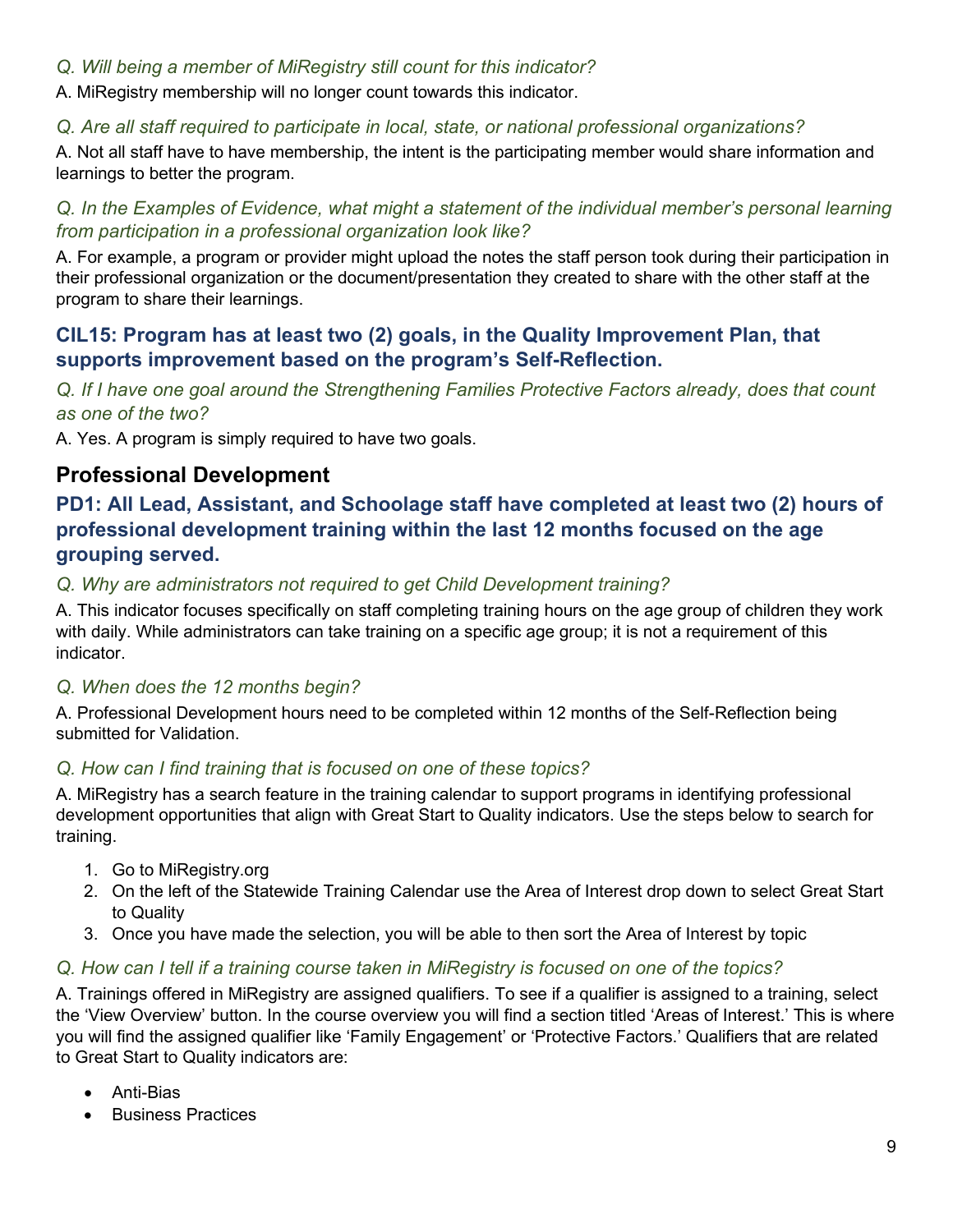*Q. Will being a member of MiRegistry still count for this indicator?*

A. MiRegistry membership will no longer count towards this indicator.

*Q. Are all staff required to participate in local, state, or national professional organizations?*

A. Not all staff have to have membership, the intent is the participating member would share information and learnings to better the program.

*Q. In the Examples of Evidence, what might a statement of the individual member's personal learning from participation in a professional organization look like?*

A. For example, a program or provider might upload the notes the staff person took during their participation in their professional organization or the document/presentation they created to share with the other staff at the program to share their learnings.

### CIL15: Program has at least two (2) goals, in the Quality Improvement Plan, that supports improvement based on the program's Self-Reflection.

*Q. If I have one goal around the Strengthening Families Protective Factors already, does that count as one of the two?*

A. Yes. A program is simply required to have two goals.

## Professional Development

### PD1: All Lead, Assistant, and Schoolage staff have completed at least two (2) hours of professional development training within the last 12 months focused on the age grouping served.

*Q. Why are administrators not required to get Child Development training?*

A. This indicator focuses specifically on staff completing training hours on the age group of children they work with daily. While administrators can take training on a specific age group; it is not a requirement of this indicator.

*Q. When does the 12 months begin?*

A. Professional Development hours need to be completed within 12 months of the Self-Reflection being submitted for Validation.

*Q. How can I find training that is focused on one of these topics?*

A. MiRegistry has a search feature in the training calendar to support programs in identifying professional development opportunities that align with Great Start to Quality indicators. Use the steps below to search for training.

1. Go to MiRegistry.org
2. On the left of the Statewide Training Calendar use the Area of Interest drop down to select Great Start to Quality
3. Once you have made the selection, you will be able to then sort the Area of Interest by topic

*Q. How can I tell if a training course taken in MiRegistry is focused on one of the topics?*

A. Trainings offered in MiRegistry are assigned qualifiers. To see if a qualifier is assigned to a training, select the 'View Overview' button. In the course overview you will find a section titled 'Areas of Interest.' This is where you will find the assigned qualifier like 'Family Engagement' or 'Protective Factors.' Qualifiers that are related to Great Start to Quality indicators are:

- Anti-Bias
- Business Practices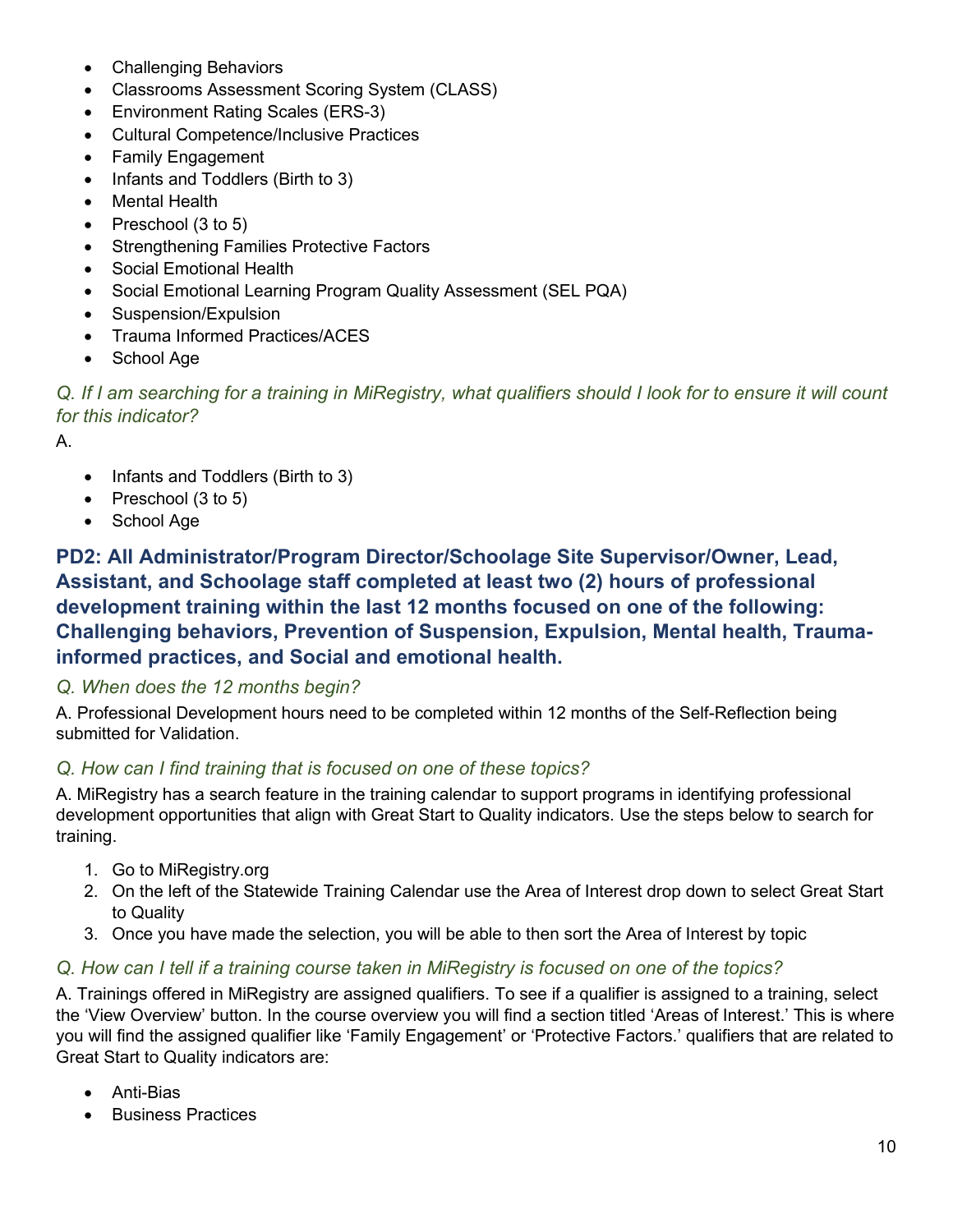- Challenging Behaviors
- Classrooms Assessment Scoring System (CLASS)
- Environment Rating Scales (ERS-3)
- Cultural Competence/Inclusive Practices
- Family Engagement
- Infants and Toddlers (Birth to 3)
- Mental Health
- Preschool (3 to 5)
- Strengthening Families Protective Factors
- Social Emotional Health
- Social Emotional Learning Program Quality Assessment (SEL PQA)
- Suspension/Expulsion
- Trauma Informed Practices/ACES
- School Age

*Q. If I am searching for a training in MiRegistry, what qualifiers should I look for to ensure it will count for this indicator?*

A.

- Infants and Toddlers (Birth to 3)
- Preschool (3 to 5)
- School Age

## PD2: All Administrator/Program Director/Schoolage Site Supervisor/Owner, Lead, Assistant, and Schoolage staff completed at least two (2) hours of professional development training within the last 12 months focused on one of the following: Challenging behaviors, Prevention of Suspension, Expulsion, Mental health, Trauma-informed practices, and Social and emotional health.

*Q. When does the 12 months begin?*

A. Professional Development hours need to be completed within 12 months of the Self-Reflection being submitted for Validation.

*Q. How can I find training that is focused on one of these topics?*

A. MiRegistry has a search feature in the training calendar to support programs in identifying professional development opportunities that align with Great Start to Quality indicators. Use the steps below to search for training.

1. Go to MiRegistry.org
2. On the left of the Statewide Training Calendar use the Area of Interest drop down to select Great Start to Quality
3. Once you have made the selection, you will be able to then sort the Area of Interest by topic

*Q. How can I tell if a training course taken in MiRegistry is focused on one of the topics?*

A. Trainings offered in MiRegistry are assigned qualifiers. To see if a qualifier is assigned to a training, select the 'View Overview' button. In the course overview you will find a section titled 'Areas of Interest.' This is where you will find the assigned qualifier like 'Family Engagement' or 'Protective Factors.' qualifiers that are related to Great Start to Quality indicators are:

- Anti-Bias
- Business Practices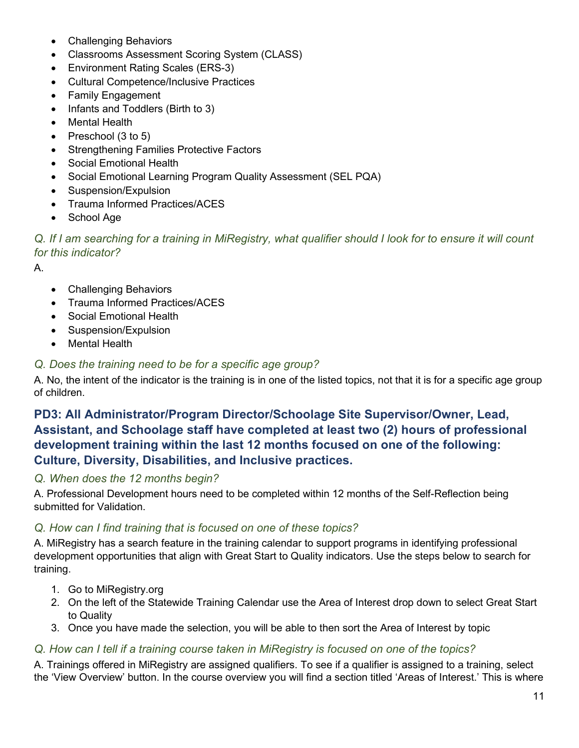- Challenging Behaviors
- Classrooms Assessment Scoring System (CLASS)
- Environment Rating Scales (ERS-3)
- Cultural Competence/Inclusive Practices
- Family Engagement
- Infants and Toddlers (Birth to 3)
- Mental Health
- Preschool (3 to 5)
- Strengthening Families Protective Factors
- Social Emotional Health
- Social Emotional Learning Program Quality Assessment (SEL PQA)
- Suspension/Expulsion
- Trauma Informed Practices/ACES
- School Age

*Q. If I am searching for a training in MiRegistry, what qualifier should I look for to ensure it will count for this indicator?*

A.

- Challenging Behaviors
- Trauma Informed Practices/ACES
- Social Emotional Health
- Suspension/Expulsion
- Mental Health

*Q. Does the training need to be for a specific age group?*

A. No, the intent of the indicator is the training is in one of the listed topics, not that it is for a specific age group of children.

### PD3: All Administrator/Program Director/Schoolage Site Supervisor/Owner, Lead, Assistant, and Schoolage staff have completed at least two (2) hours of professional development training within the last 12 months focused on one of the following: Culture, Diversity, Disabilities, and Inclusive practices.

*Q. When does the 12 months begin?*

A. Professional Development hours need to be completed within 12 months of the Self-Reflection being submitted for Validation.

*Q. How can I find training that is focused on one of these topics?*

A. MiRegistry has a search feature in the training calendar to support programs in identifying professional development opportunities that align with Great Start to Quality indicators. Use the steps below to search for training.

1. Go to MiRegistry.org
2. On the left of the Statewide Training Calendar use the Area of Interest drop down to select Great Start to Quality
3. Once you have made the selection, you will be able to then sort the Area of Interest by topic

*Q. How can I tell if a training course taken in MiRegistry is focused on one of the topics?*

A. Trainings offered in MiRegistry are assigned qualifiers. To see if a qualifier is assigned to a training, select the 'View Overview' button. In the course overview you will find a section titled 'Areas of Interest.' This is where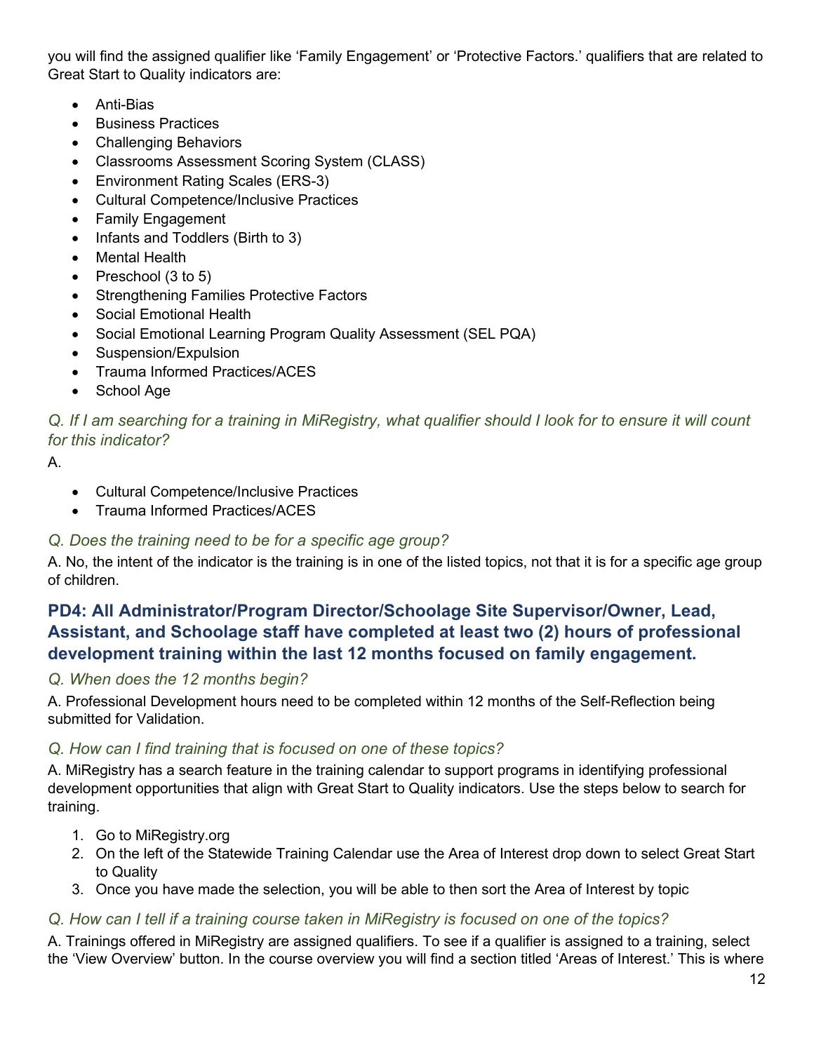you will find the assigned qualifier like 'Family Engagement' or 'Protective Factors.' qualifiers that are related to Great Start to Quality indicators are:

- Anti-Bias
- Business Practices
- Challenging Behaviors
- Classrooms Assessment Scoring System (CLASS)
- Environment Rating Scales (ERS-3)
- Cultural Competence/Inclusive Practices
- Family Engagement
- Infants and Toddlers (Birth to 3)
- Mental Health
- Preschool (3 to 5)
- Strengthening Families Protective Factors
- Social Emotional Health
- Social Emotional Learning Program Quality Assessment (SEL PQA)
- Suspension/Expulsion
- Trauma Informed Practices/ACES
- School Age

*Q. If I am searching for a training in MiRegistry, what qualifier should I look for to ensure it will count for this indicator?*

A.

- Cultural Competence/Inclusive Practices
- Trauma Informed Practices/ACES

*Q. Does the training need to be for a specific age group?*

A. No, the intent of the indicator is the training is in one of the listed topics, not that it is for a specific age group of children.

## PD4: All Administrator/Program Director/Schoolage Site Supervisor/Owner, Lead, Assistant, and Schoolage staff have completed at least two (2) hours of professional development training within the last 12 months focused on family engagement.

*Q. When does the 12 months begin?*

A. Professional Development hours need to be completed within 12 months of the Self-Reflection being submitted for Validation.

*Q. How can I find training that is focused on one of these topics?*

A. MiRegistry has a search feature in the training calendar to support programs in identifying professional development opportunities that align with Great Start to Quality indicators. Use the steps below to search for training.

1. Go to MiRegistry.org
2. On the left of the Statewide Training Calendar use the Area of Interest drop down to select Great Start to Quality
3. Once you have made the selection, you will be able to then sort the Area of Interest by topic

*Q. How can I tell if a training course taken in MiRegistry is focused on one of the topics?*

A. Trainings offered in MiRegistry are assigned qualifiers. To see if a qualifier is assigned to a training, select the 'View Overview' button. In the course overview you will find a section titled 'Areas of Interest.' This is where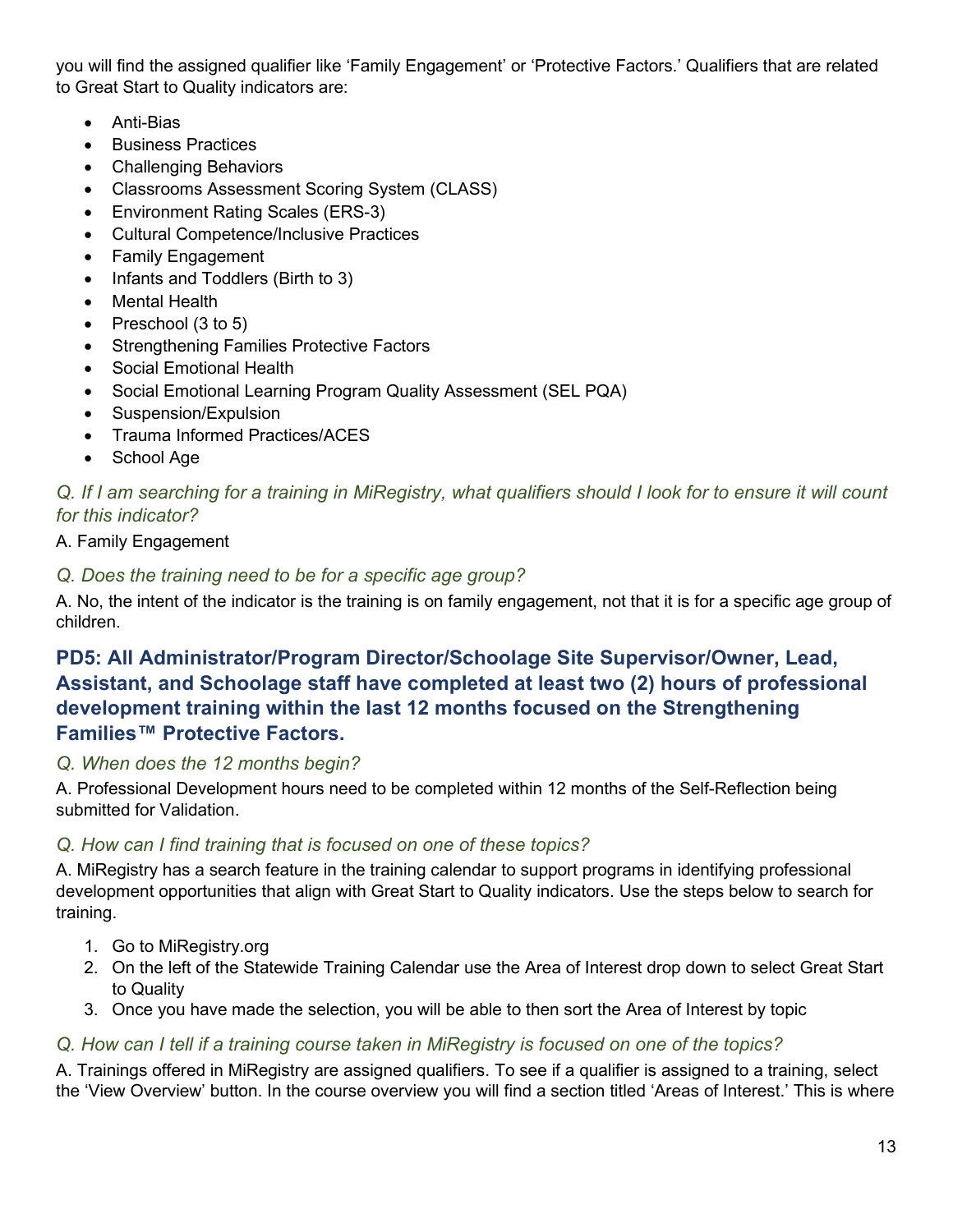you will find the assigned qualifier like 'Family Engagement' or 'Protective Factors.' Qualifiers that are related to Great Start to Quality indicators are:

- Anti-Bias
- Business Practices
- Challenging Behaviors
- Classrooms Assessment Scoring System (CLASS)
- Environment Rating Scales (ERS-3)
- Cultural Competence/Inclusive Practices
- Family Engagement
- Infants and Toddlers (Birth to 3)
- Mental Health
- Preschool (3 to 5)
- Strengthening Families Protective Factors
- Social Emotional Health
- Social Emotional Learning Program Quality Assessment (SEL PQA)
- Suspension/Expulsion
- Trauma Informed Practices/ACES
- School Age

*Q. If I am searching for a training in MiRegistry, what qualifiers should I look for to ensure it will count for this indicator?*

A. Family Engagement

*Q. Does the training need to be for a specific age group?*

A. No, the intent of the indicator is the training is on family engagement, not that it is for a specific age group of children.

## PD5: All Administrator/Program Director/Schoolage Site Supervisor/Owner, Lead, Assistant, and Schoolage staff have completed at least two (2) hours of professional development training within the last 12 months focused on the Strengthening Families™ Protective Factors.

*Q. When does the 12 months begin?*

A. Professional Development hours need to be completed within 12 months of the Self-Reflection being submitted for Validation.

*Q. How can I find training that is focused on one of these topics?*

A. MiRegistry has a search feature in the training calendar to support programs in identifying professional development opportunities that align with Great Start to Quality indicators. Use the steps below to search for training.

1. Go to MiRegistry.org
2. On the left of the Statewide Training Calendar use the Area of Interest drop down to select Great Start to Quality
3. Once you have made the selection, you will be able to then sort the Area of Interest by topic

*Q. How can I tell if a training course taken in MiRegistry is focused on one of the topics?*

A. Trainings offered in MiRegistry are assigned qualifiers. To see if a qualifier is assigned to a training, select the 'View Overview' button. In the course overview you will find a section titled 'Areas of Interest.' This is where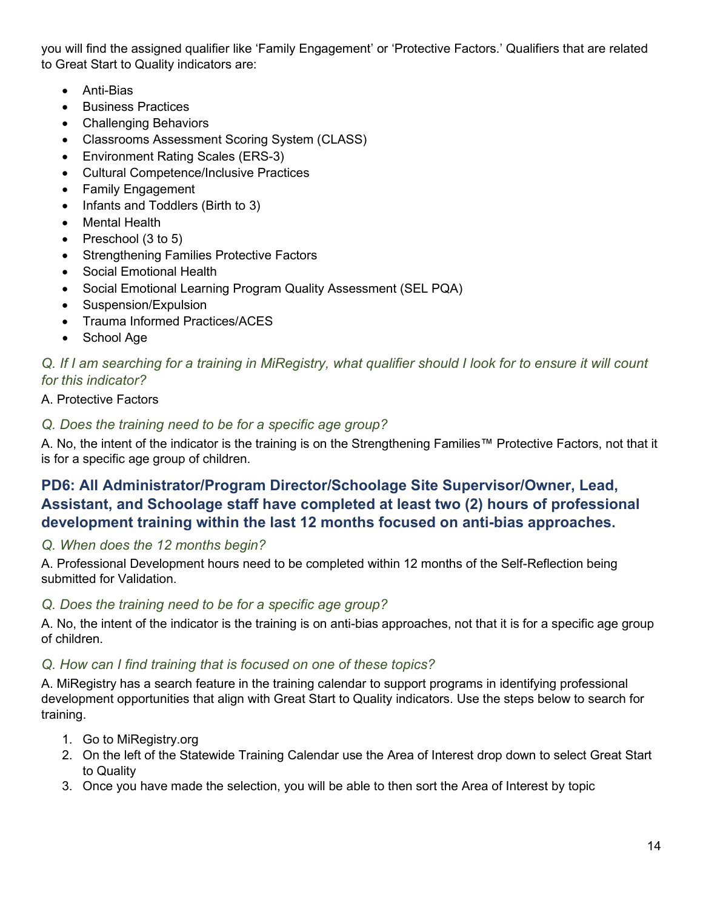you will find the assigned qualifier like 'Family Engagement' or 'Protective Factors.' Qualifiers that are related to Great Start to Quality indicators are:

- Anti-Bias
- Business Practices
- Challenging Behaviors
- Classrooms Assessment Scoring System (CLASS)
- Environment Rating Scales (ERS-3)
- Cultural Competence/Inclusive Practices
- Family Engagement
- Infants and Toddlers (Birth to 3)
- Mental Health
- Preschool (3 to 5)
- Strengthening Families Protective Factors
- Social Emotional Health
- Social Emotional Learning Program Quality Assessment (SEL PQA)
- Suspension/Expulsion
- Trauma Informed Practices/ACES
- School Age

*Q. If I am searching for a training in MiRegistry, what qualifier should I look for to ensure it will count for this indicator?*

A. Protective Factors

*Q. Does the training need to be for a specific age group?*

A. No, the intent of the indicator is the training is on the Strengthening Families™ Protective Factors, not that it is for a specific age group of children.

## PD6: All Administrator/Program Director/Schoolage Site Supervisor/Owner, Lead, Assistant, and Schoolage staff have completed at least two (2) hours of professional development training within the last 12 months focused on anti-bias approaches.

*Q. When does the 12 months begin?*

A. Professional Development hours need to be completed within 12 months of the Self-Reflection being submitted for Validation.

*Q. Does the training need to be for a specific age group?*

A. No, the intent of the indicator is the training is on anti-bias approaches, not that it is for a specific age group of children.

*Q. How can I find training that is focused on one of these topics?*

A. MiRegistry has a search feature in the training calendar to support programs in identifying professional development opportunities that align with Great Start to Quality indicators. Use the steps below to search for training.

1. Go to MiRegistry.org
2. On the left of the Statewide Training Calendar use the Area of Interest drop down to select Great Start to Quality
3. Once you have made the selection, you will be able to then sort the Area of Interest by topic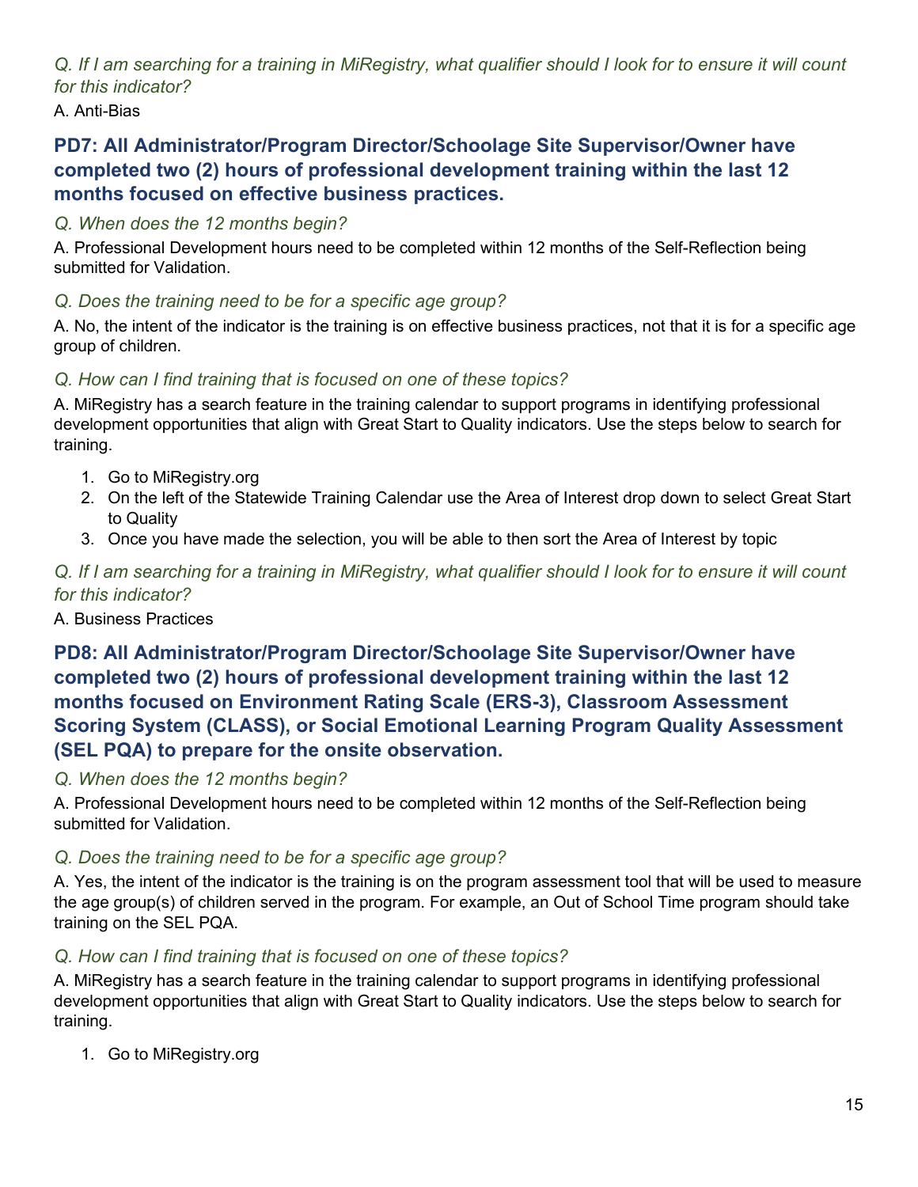*Q. If I am searching for a training in MiRegistry, what qualifier should I look for to ensure it will count for this indicator?*

A. Anti-Bias

### PD7: All Administrator/Program Director/Schoolage Site Supervisor/Owner have completed two (2) hours of professional development training within the last 12 months focused on effective business practices.

*Q. When does the 12 months begin?*

A. Professional Development hours need to be completed within 12 months of the Self-Reflection being submitted for Validation.

*Q. Does the training need to be for a specific age group?*

A. No, the intent of the indicator is the training is on effective business practices, not that it is for a specific age group of children.

*Q. How can I find training that is focused on one of these topics?*

A. MiRegistry has a search feature in the training calendar to support programs in identifying professional development opportunities that align with Great Start to Quality indicators. Use the steps below to search for training.

1. Go to MiRegistry.org
2. On the left of the Statewide Training Calendar use the Area of Interest drop down to select Great Start to Quality
3. Once you have made the selection, you will be able to then sort the Area of Interest by topic

*Q. If I am searching for a training in MiRegistry, what qualifier should I look for to ensure it will count for this indicator?*

A. Business Practices

### PD8: All Administrator/Program Director/Schoolage Site Supervisor/Owner have completed two (2) hours of professional development training within the last 12 months focused on Environment Rating Scale (ERS-3), Classroom Assessment Scoring System (CLASS), or Social Emotional Learning Program Quality Assessment (SEL PQA) to prepare for the onsite observation.

*Q. When does the 12 months begin?*

A. Professional Development hours need to be completed within 12 months of the Self-Reflection being submitted for Validation.

*Q. Does the training need to be for a specific age group?*

A. Yes, the intent of the indicator is the training is on the program assessment tool that will be used to measure the age group(s) of children served in the program. For example, an Out of School Time program should take training on the SEL PQA.

*Q. How can I find training that is focused on one of these topics?*

A. MiRegistry has a search feature in the training calendar to support programs in identifying professional development opportunities that align with Great Start to Quality indicators. Use the steps below to search for training.

1. Go to MiRegistry.org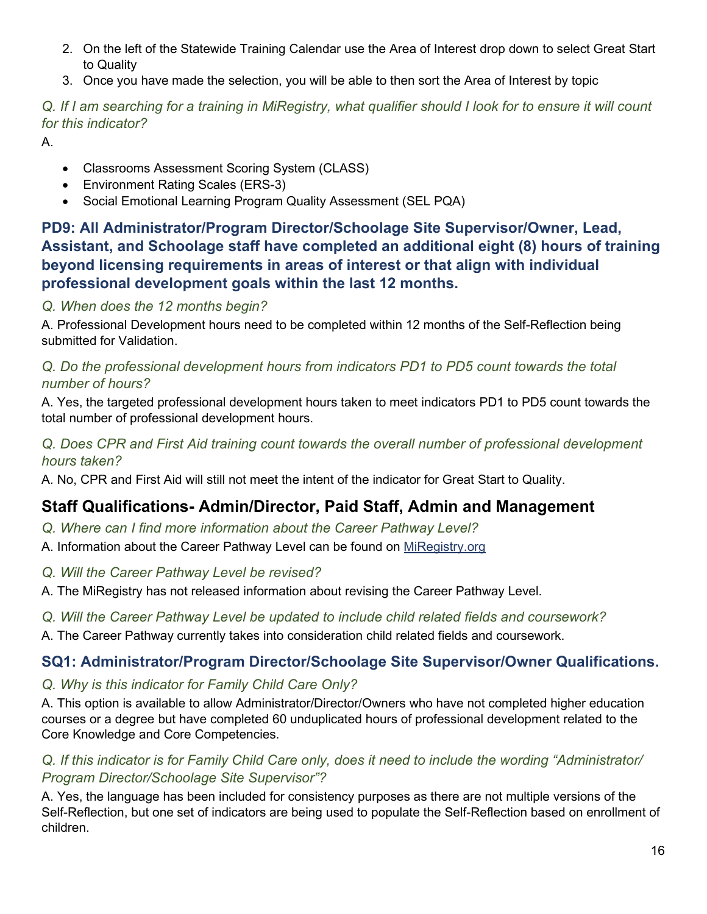2. On the left of the Statewide Training Calendar use the Area of Interest drop down to select Great Start to Quality
3. Once you have made the selection, you will be able to then sort the Area of Interest by topic

*Q. If I am searching for a training in MiRegistry, what qualifier should I look for to ensure it will count for this indicator?*

A.

- Classrooms Assessment Scoring System (CLASS)
- Environment Rating Scales (ERS-3)
- Social Emotional Learning Program Quality Assessment (SEL PQA)

### PD9: All Administrator/Program Director/Schoolage Site Supervisor/Owner, Lead, Assistant, and Schoolage staff have completed an additional eight (8) hours of training beyond licensing requirements in areas of interest or that align with individual professional development goals within the last 12 months.

*Q. When does the 12 months begin?*

A. Professional Development hours need to be completed within 12 months of the Self-Reflection being submitted for Validation.

*Q. Do the professional development hours from indicators PD1 to PD5 count towards the total number of hours?*

A. Yes, the targeted professional development hours taken to meet indicators PD1 to PD5 count towards the total number of professional development hours.

*Q. Does CPR and First Aid training count towards the overall number of professional development hours taken?*

A. No, CPR and First Aid will still not meet the intent of the indicator for Great Start to Quality.

## Staff Qualifications- Admin/Director, Paid Staff, Admin and Management

*Q. Where can I find more information about the Career Pathway Level?*

A. Information about the Career Pathway Level can be found on MiRegistry.org

*Q. Will the Career Pathway Level be revised?*

A. The MiRegistry has not released information about revising the Career Pathway Level.

*Q. Will the Career Pathway Level be updated to include child related fields and coursework?*

A. The Career Pathway currently takes into consideration child related fields and coursework.

### SQ1: Administrator/Program Director/Schoolage Site Supervisor/Owner Qualifications.

*Q. Why is this indicator for Family Child Care Only?*

A. This option is available to allow Administrator/Director/Owners who have not completed higher education courses or a degree but have completed 60 unduplicated hours of professional development related to the Core Knowledge and Core Competencies.

*Q. If this indicator is for Family Child Care only, does it need to include the wording "Administrator/ Program Director/Schoolage Site Supervisor"?*

A. Yes, the language has been included for consistency purposes as there are not multiple versions of the Self-Reflection, but one set of indicators are being used to populate the Self-Reflection based on enrollment of children.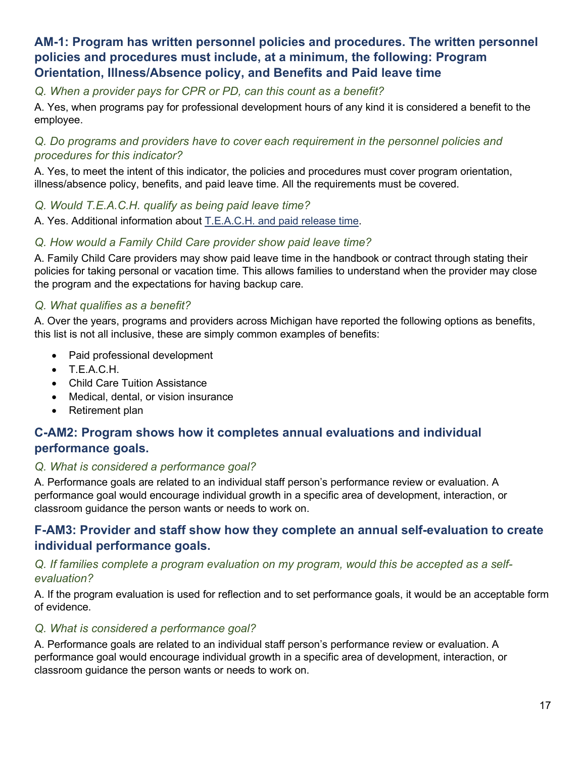## AM-1: Program has written personnel policies and procedures. The written personnel policies and procedures must include, at a minimum, the following: Program Orientation, Illness/Absence policy, and Benefits and Paid leave time

*Q. When a provider pays for CPR or PD, can this count as a benefit?*

A. Yes, when programs pay for professional development hours of any kind it is considered a benefit to the employee.

*Q. Do programs and providers have to cover each requirement in the personnel policies and procedures for this indicator?*

A. Yes, to meet the intent of this indicator, the policies and procedures must cover program orientation, illness/absence policy, benefits, and paid leave time. All the requirements must be covered.

*Q. Would T.E.A.C.H. qualify as being paid leave time?*

A. Yes. Additional information about T.E.A.C.H. and paid release time.

*Q. How would a Family Child Care provider show paid leave time?*

A. Family Child Care providers may show paid leave time in the handbook or contract through stating their policies for taking personal or vacation time. This allows families to understand when the provider may close the program and the expectations for having backup care.

*Q. What qualifies as a benefit?*

A. Over the years, programs and providers across Michigan have reported the following options as benefits, this list is not all inclusive, these are simply common examples of benefits:

- Paid professional development
- T.E.A.C.H.
- Child Care Tuition Assistance
- Medical, dental, or vision insurance
- Retirement plan

## C-AM2: Program shows how it completes annual evaluations and individual performance goals.

*Q. What is considered a performance goal?*

A. Performance goals are related to an individual staff person's performance review or evaluation. A performance goal would encourage individual growth in a specific area of development, interaction, or classroom guidance the person wants or needs to work on.

## F-AM3: Provider and staff show how they complete an annual self-evaluation to create individual performance goals.

*Q. If families complete a program evaluation on my program, would this be accepted as a self-evaluation?*

A. If the program evaluation is used for reflection and to set performance goals, it would be an acceptable form of evidence.

*Q. What is considered a performance goal?*

A. Performance goals are related to an individual staff person's performance review or evaluation. A performance goal would encourage individual growth in a specific area of development, interaction, or classroom guidance the person wants or needs to work on.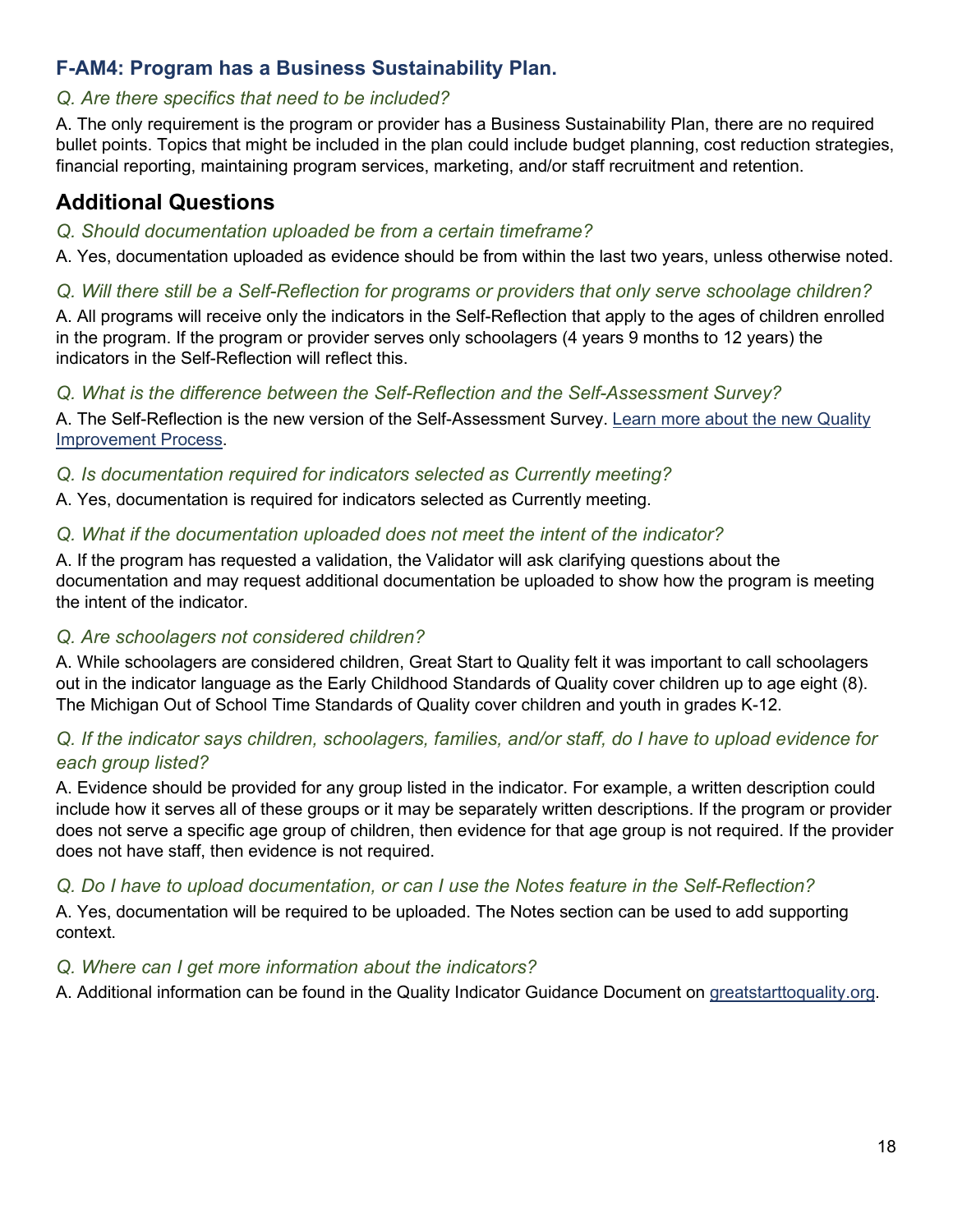### F-AM4: Program has a Business Sustainability Plan.

*Q. Are there specifics that need to be included?*

A. The only requirement is the program or provider has a Business Sustainability Plan, there are no required bullet points. Topics that might be included in the plan could include budget planning, cost reduction strategies, financial reporting, maintaining program services, marketing, and/or staff recruitment and retention.

## Additional Questions

*Q. Should documentation uploaded be from a certain timeframe?*

A. Yes, documentation uploaded as evidence should be from within the last two years, unless otherwise noted.

*Q. Will there still be a Self-Reflection for programs or providers that only serve schoolage children?*

A. All programs will receive only the indicators in the Self-Reflection that apply to the ages of children enrolled in the program. If the program or provider serves only schoolagers (4 years 9 months to 12 years) the indicators in the Self-Reflection will reflect this.

*Q. What is the difference between the Self-Reflection and the Self-Assessment Survey?*

A. The Self-Reflection is the new version of the Self-Assessment Survey. Learn more about the new Quality Improvement Process.

*Q. Is documentation required for indicators selected as Currently meeting?*

A. Yes, documentation is required for indicators selected as Currently meeting.

*Q. What if the documentation uploaded does not meet the intent of the indicator?*

A. If the program has requested a validation, the Validator will ask clarifying questions about the documentation and may request additional documentation be uploaded to show how the program is meeting the intent of the indicator.

*Q. Are schoolagers not considered children?*

A. While schoolagers are considered children, Great Start to Quality felt it was important to call schoolagers out in the indicator language as the Early Childhood Standards of Quality cover children up to age eight (8). The Michigan Out of School Time Standards of Quality cover children and youth in grades K-12.

*Q. If the indicator says children, schoolagers, families, and/or staff, do I have to upload evidence for each group listed?*

A. Evidence should be provided for any group listed in the indicator. For example, a written description could include how it serves all of these groups or it may be separately written descriptions. If the program or provider does not serve a specific age group of children, then evidence for that age group is not required. If the provider does not have staff, then evidence is not required.

*Q. Do I have to upload documentation, or can I use the Notes feature in the Self-Reflection?*

A. Yes, documentation will be required to be uploaded. The Notes section can be used to add supporting context.

*Q. Where can I get more information about the indicators?*

A. Additional information can be found in the Quality Indicator Guidance Document on greatstarttoquality.org.